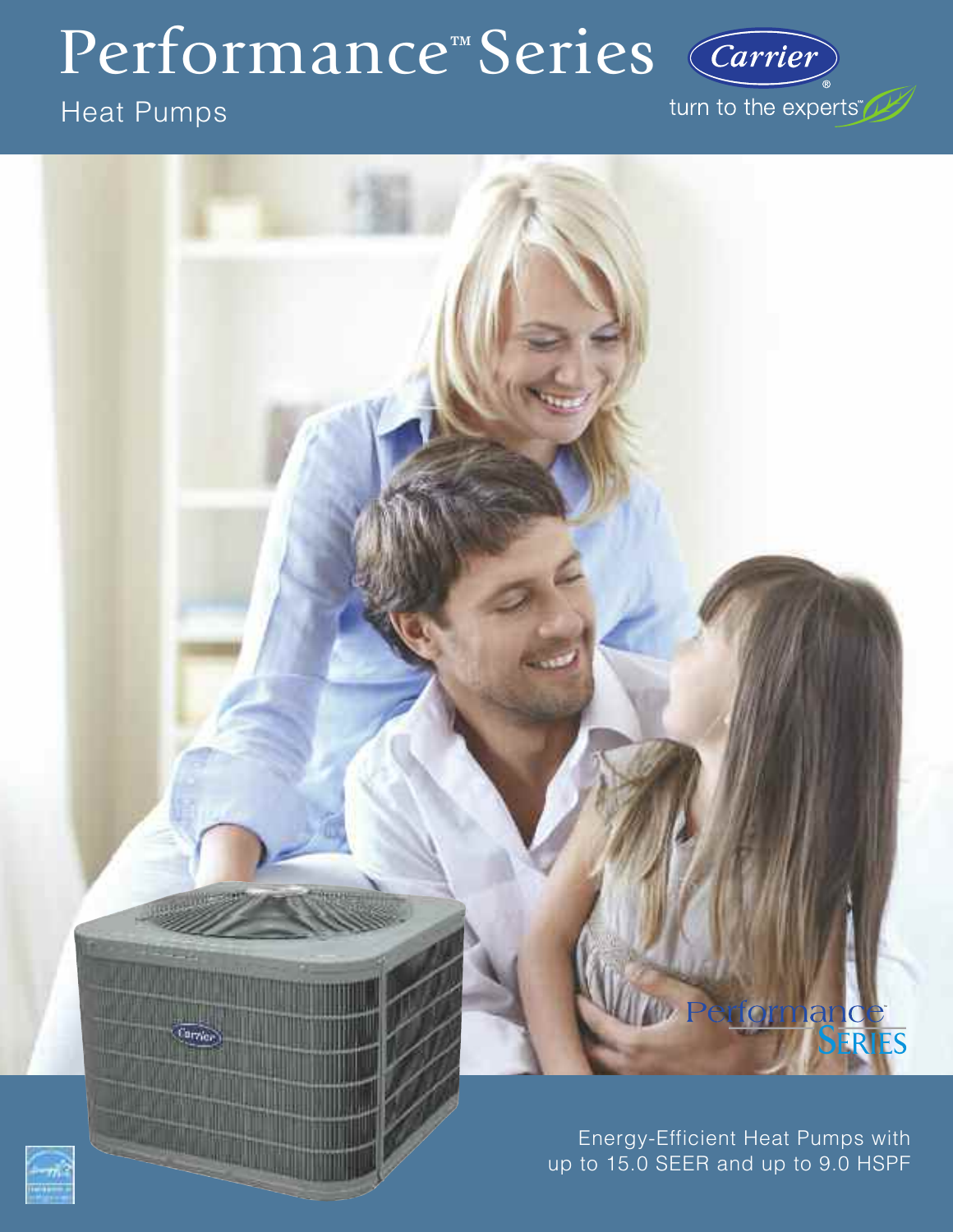# Performance™ Series

## Heat Pumps

Carrier®

turn to the experts™

Performance™ Series

Energy-Efficient Heat Pumps with up to 15.0 SEER and up to 9.0 HSPF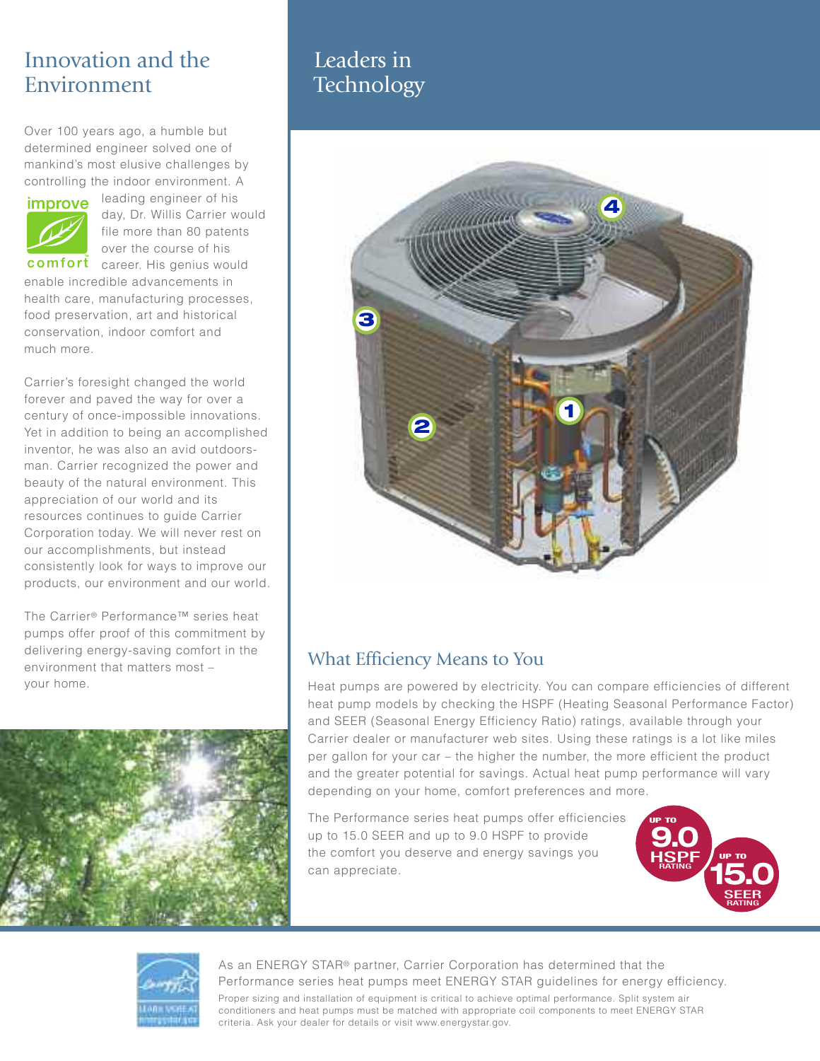## Innovation and the Environment

Over 100 years ago, a humble but determined engineer solved one of mankind's most elusive challenges by controlling the indoor environment. A leading engineer of his day, Dr. Willis Carrier would file more than 80 patents over the course of his career. His genius would enable incredible advancements in health care, manufacturing processes, food preservation, art and historical conservation, indoor comfort and much more.

Carrier's foresight changed the world forever and paved the way for over a century of once-impossible innovations. Yet in addition to being an accomplished inventor, he was also an avid outdoorsman. Carrier recognized the power and beauty of the natural environment. This appreciation of our world and its resources continues to guide Carrier Corporation today. We will never rest on our accomplishments, but instead consistently look for ways to improve our products, our environment and our world.

The Carrier® Performance™ series heat pumps offer proof of this commitment by delivering energy-saving comfort in the environment that matters most – your home.

## Leaders in Technology

### What Efficiency Means to You

Heat pumps are powered by electricity. You can compare efficiencies of different heat pump models by checking the HSPF (Heating Seasonal Performance Factor) and SEER (Seasonal Energy Efficiency Ratio) ratings, available through your Carrier dealer or manufacturer web sites. Using these ratings is a lot like miles per gallon for your car – the higher the number, the more efficient the product and the greater potential for savings. Actual heat pump performance will vary depending on your home, comfort preferences and more.

The Performance series heat pumps offer efficiencies up to 15.0 SEER and up to 9.0 HSPF to provide the comfort you deserve and energy savings you can appreciate.

UP TO 9.0 HSPF RATING

UP TO 15.0 SEER RATING

As an ENERGY STAR® partner, Carrier Corporation has determined that the Performance series heat pumps meet ENERGY STAR guidelines for energy efficiency.

Proper sizing and installation of equipment is critical to achieve optimal performance. Split system air conditioners and heat pumps must be matched with appropriate coil components to meet ENERGY STAR criteria. Ask your dealer for details or visit www.energystar.gov.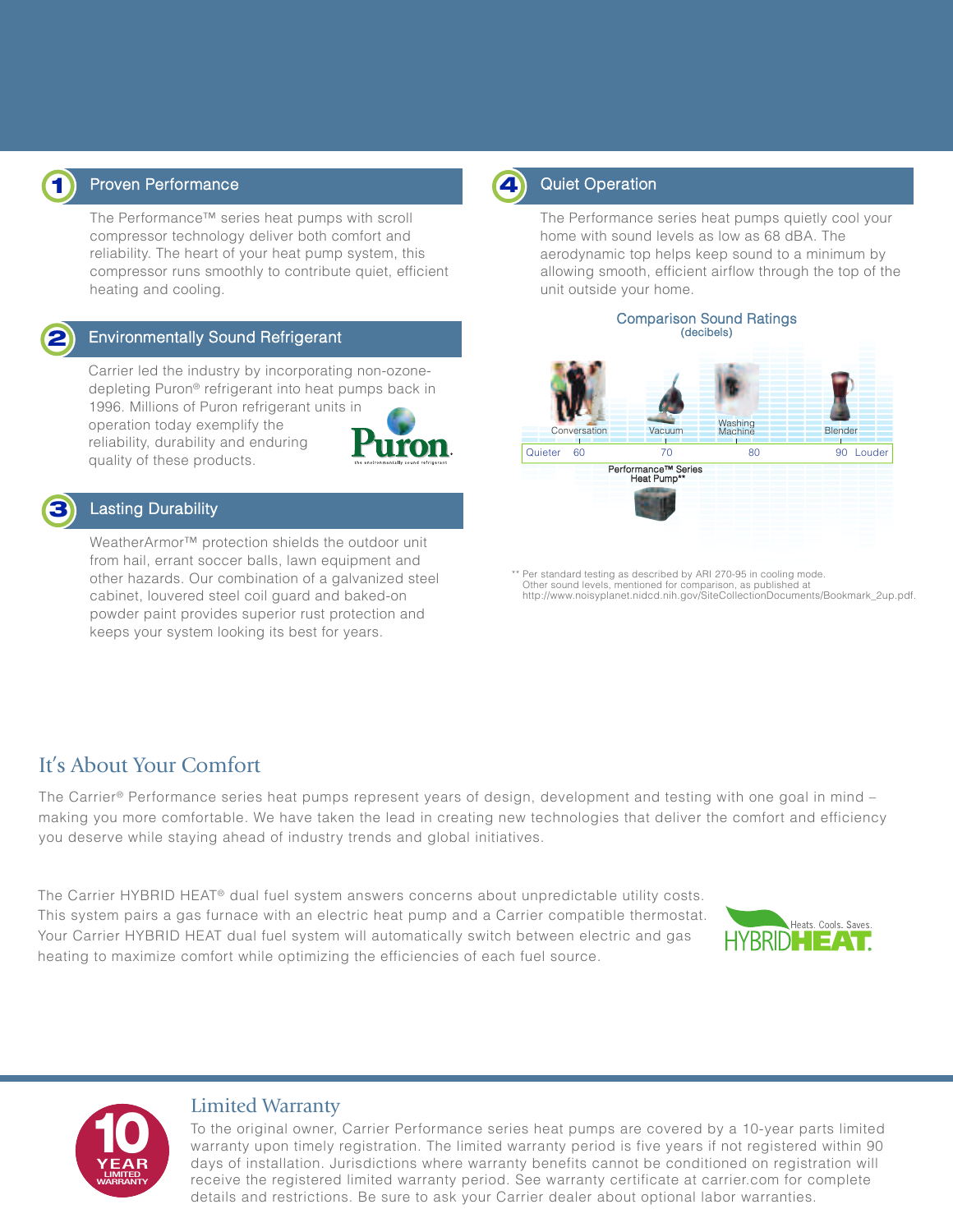## 1 Proven Performance

The Performance™ series heat pumps with scroll compressor technology deliver both comfort and reliability. The heart of your heat pump system, this compressor runs smoothly to contribute quiet, efficient heating and cooling.

## 2 Environmentally Sound Refrigerant

Carrier led the industry by incorporating non-ozone-depleting Puron® refrigerant into heat pumps back in 1996. Millions of Puron refrigerant units in operation today exemplify the reliability, durability and enduring quality of these products.

Puron. the environmentally sound refrigerant

## 3 Lasting Durability

WeatherArmor™ protection shields the outdoor unit from hail, errant soccer balls, lawn equipment and other hazards. Our combination of a galvanized steel cabinet, louvered steel coil guard and baked-on powder paint provides superior rust protection and keeps your system looking its best for years.

## 4 Quiet Operation

The Performance series heat pumps quietly cool your home with sound levels as low as 68 dBA. The aerodynamic top helps keep sound to a minimum by allowing smooth, efficient airflow through the top of the unit outside your home.

**Comparison Sound Ratings**
(decibels)

Conversation — Vacuum — Washing Machine — Blender

Quieter 60 — 70 — 80 — 90 Louder

Performance™ Series Heat Pump**

** Per standard testing as described by ARI 270-95 in cooling mode. Other sound levels, mentioned for comparison, as published at http://www.noisyplanet.nidcd.nih.gov/SiteCollectionDocuments/Bookmark_2up.pdf.

## It's About Your Comfort

The Carrier® Performance series heat pumps represent years of design, development and testing with one goal in mind – making you more comfortable. We have taken the lead in creating new technologies that deliver the comfort and efficiency you deserve while staying ahead of industry trends and global initiatives.

The Carrier HYBRID HEAT® dual fuel system answers concerns about unpredictable utility costs. This system pairs a gas furnace with an electric heat pump and a Carrier compatible thermostat. Your Carrier HYBRID HEAT dual fuel system will automatically switch between electric and gas heating to maximize comfort while optimizing the efficiencies of each fuel source.

HYBRIDHEAT. Heats. Cools. Saves.

## Limited Warranty

10 YEAR LIMITED WARRANTY

To the original owner, Carrier Performance series heat pumps are covered by a 10-year parts limited warranty upon timely registration. The limited warranty period is five years if not registered within 90 days of installation. Jurisdictions where warranty benefits cannot be conditioned on registration will receive the registered limited warranty period. See warranty certificate at carrier.com for complete details and restrictions. Be sure to ask your Carrier dealer about optional labor warranties.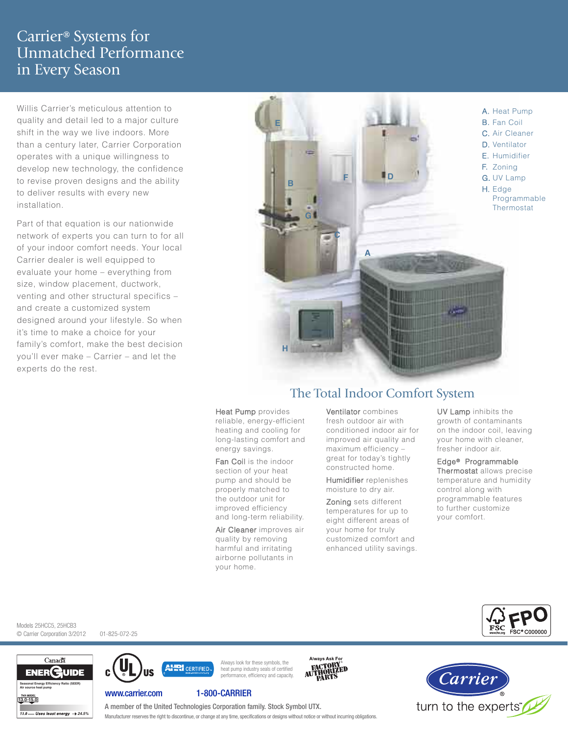# Carrier® Systems for Unmatched Performance in Every Season

Willis Carrier's meticulous attention to quality and detail led to a major culture shift in the way we live indoors. More than a century later, Carrier Corporation operates with a unique willingness to develop new technology, the confidence to revise proven designs and the ability to deliver results with every new installation.

Part of that equation is our nationwide network of experts you can turn to for all of your indoor comfort needs. Your local Carrier dealer is well equipped to evaluate your home – everything from size, window placement, ductwork, venting and other structural specifics – and create a customized system designed around your lifestyle. So when it's time to make a choice for your family's comfort, make the best decision you'll ever make – Carrier – and let the experts do the rest.

A. Heat Pump
B. Fan Coil
C. Air Cleaner
D. Ventilator
E. Humidifier
F. Zoning
G. UV Lamp
H. Edge Programmable Thermostat

## The Total Indoor Comfort System

**Heat Pump** provides reliable, energy-efficient heating and cooling for long-lasting comfort and energy savings.

**Fan Coil** is the indoor section of your heat pump and should be properly matched to the outdoor unit for improved efficiency and long-term reliability.

**Air Cleaner** improves air quality by removing harmful and irritating airborne pollutants in your home.

**Ventilator** combines fresh outdoor air with conditioned indoor air for improved air quality and maximum efficiency – great for today's tightly constructed home.

**Humidifier** replenishes moisture to dry air.

**Zoning** sets different temperatures for up to eight different areas of your home for truly customized comfort and enhanced utility savings.

**UV Lamp** inhibits the growth of contaminants on the indoor coil, leaving your home with cleaner, fresher indoor air.

**Edge® Programmable Thermostat** allows precise temperature and humidity control along with programmable features to further customize your comfort.

Models 25HCC5, 25HCB3
© Carrier Corporation 3/2012 01-825-072-25

FSC FPO FSC® C000000

Canada ENERGUIDE
Seasonal Energy Efficiency Ratio (SEER)
Air source heat pump
THIS MODEL 13.0-15.0
13.0 — Uses least energy → 24.5%

Always look for these symbols, the heat pump industry seals of certified performance, efficiency and capacity.

Always Ask For FACTORY AUTHORIZED PARTS

www.carrier.com 1-800-CARRIER

A member of the United Technologies Corporation family. Stock Symbol UTX.

Manufacturer reserves the right to discontinue, or change at any time, specifications or designs without notice or without incurring obligations.

Carrier® turn to the experts™